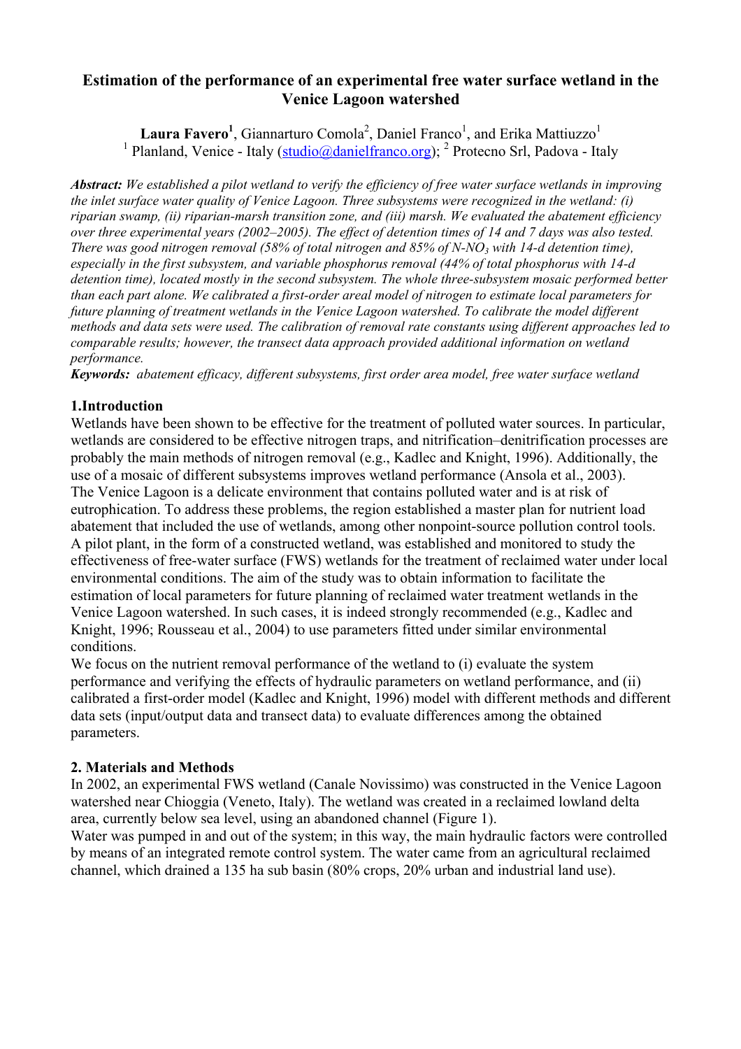# Estimation of the performance of an experimental free water surface wetland in the Venice Lagoon watershed

**Laura Favero**[1], Giannarturo Comola[2], Daniel Franco[1], and Erika Mattiuzzo[1]

[1] Planland, Venice - Italy (studio@danielfranco.org); [2] Protecno Srl, Padova - Italy

***Abstract:*** *We established a pilot wetland to verify the efficiency of free water surface wetlands in improving the inlet surface water quality of Venice Lagoon. Three subsystems were recognized in the wetland: (i) riparian swamp, (ii) riparian-marsh transition zone, and (iii) marsh. We evaluated the abatement efficiency over three experimental years (2002–2005). The effect of detention times of 14 and 7 days was also tested. There was good nitrogen removal (58% of total nitrogen and 85% of N-$NO_3$ with 14-d detention time), especially in the first subsystem, and variable phosphorus removal (44% of total phosphorus with 14-d detention time), located mostly in the second subsystem. The whole three-subsystem mosaic performed better than each part alone. We calibrated a first-order areal model of nitrogen to estimate local parameters for future planning of treatment wetlands in the Venice Lagoon watershed. To calibrate the model different methods and data sets were used. The calibration of removal rate constants using different approaches led to comparable results; however, the transect data approach provided additional information on wetland performance.*

***Keywords:*** *abatement efficacy, different subsystems, first order area model, free water surface wetland*

## 1.Introduction

Wetlands have been shown to be effective for the treatment of polluted water sources. In particular, wetlands are considered to be effective nitrogen traps, and nitrification–denitrification processes are probably the main methods of nitrogen removal (e.g., Kadlec and Knight, 1996). Additionally, the use of a mosaic of different subsystems improves wetland performance (Ansola et al., 2003).

The Venice Lagoon is a delicate environment that contains polluted water and is at risk of eutrophication. To address these problems, the region established a master plan for nutrient load abatement that included the use of wetlands, among other nonpoint-source pollution control tools. A pilot plant, in the form of a constructed wetland, was established and monitored to study the effectiveness of free-water surface (FWS) wetlands for the treatment of reclaimed water under local environmental conditions. The aim of the study was to obtain information to facilitate the estimation of local parameters for future planning of reclaimed water treatment wetlands in the Venice Lagoon watershed. In such cases, it is indeed strongly recommended (e.g., Kadlec and Knight, 1996; Rousseau et al., 2004) to use parameters fitted under similar environmental conditions.

We focus on the nutrient removal performance of the wetland to (i) evaluate the system performance and verifying the effects of hydraulic parameters on wetland performance, and (ii) calibrated a first-order model (Kadlec and Knight, 1996) model with different methods and different data sets (input/output data and transect data) to evaluate differences among the obtained parameters.

## 2. Materials and Methods

In 2002, an experimental FWS wetland (Canale Novissimo) was constructed in the Venice Lagoon watershed near Chioggia (Veneto, Italy). The wetland was created in a reclaimed lowland delta area, currently below sea level, using an abandoned channel (Figure 1).

Water was pumped in and out of the system; in this way, the main hydraulic factors were controlled by means of an integrated remote control system. The water came from an agricultural reclaimed channel, which drained a 135 ha sub basin (80% crops, 20% urban and industrial land use).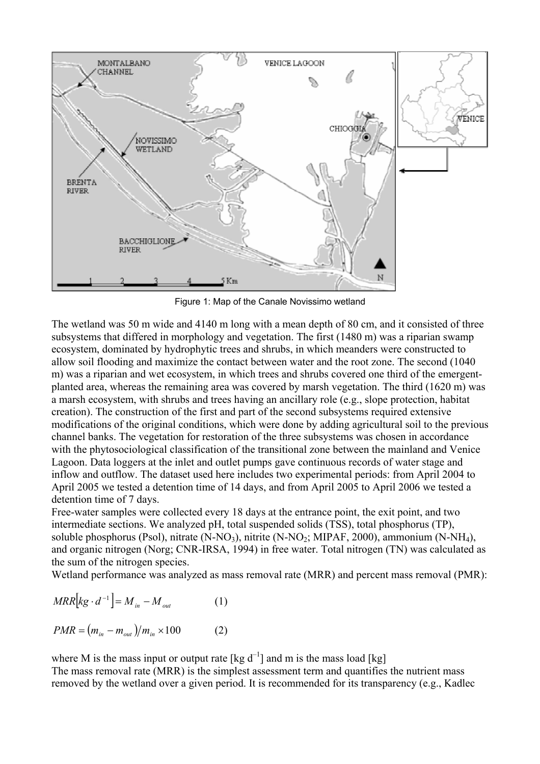Figure 1: Map of the Canale Novissimo wetland

The wetland was 50 m wide and 4140 m long with a mean depth of 80 cm, and it consisted of three subsystems that differed in morphology and vegetation. The first (1480 m) was a riparian swamp ecosystem, dominated by hydrophytic trees and shrubs, in which meanders were constructed to allow soil flooding and maximize the contact between water and the root zone. The second (1040 m) was a riparian and wet ecosystem, in which trees and shrubs covered one third of the emergent-planted area, whereas the remaining area was covered by marsh vegetation. The third (1620 m) was a marsh ecosystem, with shrubs and trees having an ancillary role (e.g., slope protection, habitat creation). The construction of the first and part of the second subsystems required extensive modifications of the original conditions, which were done by adding agricultural soil to the previous channel banks. The vegetation for restoration of the three subsystems was chosen in accordance with the phytosociological classification of the transitional zone between the mainland and Venice Lagoon. Data loggers at the inlet and outlet pumps gave continuous records of water stage and inflow and outflow. The dataset used here includes two experimental periods: from April 2004 to April 2005 we tested a detention time of 14 days, and from April 2005 to April 2006 we tested a detention time of 7 days.

Free-water samples were collected every 18 days at the entrance point, the exit point, and two intermediate sections. We analyzed pH, total suspended solids (TSS), total phosphorus (TP), soluble phosphorus (Psol), nitrate ($N\text{-}NO_3$), nitrite ($N\text{-}NO_2$; MIPAF, 2000), ammonium ($N\text{-}NH_4$), and organic nitrogen (Norg; CNR-IRSA, 1994) in free water. Total nitrogen (TN) was calculated as the sum of the nitrogen species.

Wetland performance was analyzed as mass removal rate (MRR) and percent mass removal (PMR):

$$MRR\left[kg \cdot d^{-1}\right] = M_{in} - M_{out} \qquad (1)$$

$$PMR = \left(m_{in} - m_{out}\right) / m_{in} \times 100 \qquad (2)$$

where M is the mass input or output rate [kg $d^{-1}$] and m is the mass load [kg]

The mass removal rate (MRR) is the simplest assessment term and quantifies the nutrient mass removed by the wetland over a given period. It is recommended for its transparency (e.g., Kadlec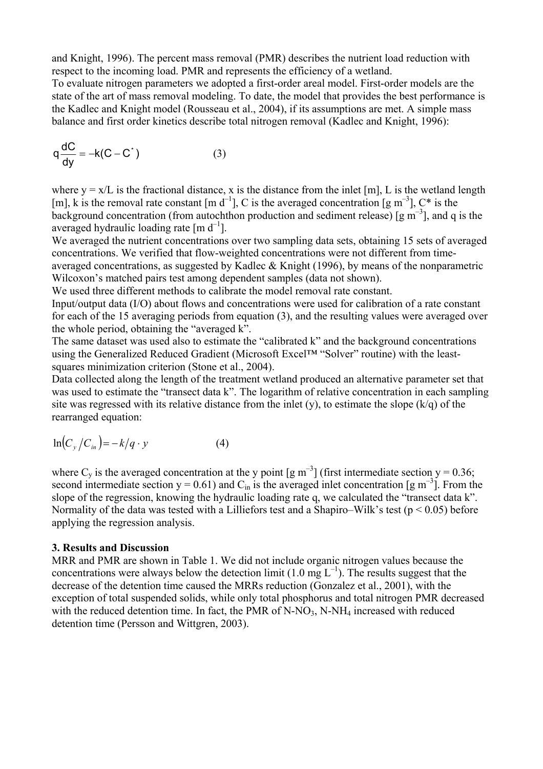and Knight, 1996). The percent mass removal (PMR) describes the nutrient load reduction with respect to the incoming load. PMR and represents the efficiency of a wetland.
To evaluate nitrogen parameters we adopted a first-order areal model. First-order models are the state of the art of mass removal modeling. To date, the model that provides the best performance is the Kadlec and Knight model (Rousseau et al., 2004), if its assumptions are met. A simple mass balance and first order kinetics describe total nitrogen removal (Kadlec and Knight, 1996):

$$q\frac{dC}{dy} = -k(C - C^*) \qquad (3)$$

where $y = x/L$ is the fractional distance, x is the distance from the inlet [m], L is the wetland length [m], k is the removal rate constant [m $d^{-1}$], C is the averaged concentration [g $m^{-3}$], C* is the background concentration (from autochthon production and sediment release) [g $m^{-3}$], and q is the averaged hydraulic loading rate [m $d^{-1}$].
We averaged the nutrient concentrations over two sampling data sets, obtaining 15 sets of averaged concentrations. We verified that flow-weighted concentrations were not different from time-averaged concentrations, as suggested by Kadlec & Knight (1996), by means of the nonparametric Wilcoxon's matched pairs test among dependent samples (data not shown).
We used three different methods to calibrate the model removal rate constant.
Input/output data (I/O) about flows and concentrations were used for calibration of a rate constant for each of the 15 averaging periods from equation (3), and the resulting values were averaged over the whole period, obtaining the "averaged k".
The same dataset was used also to estimate the "calibrated k" and the background concentrations using the Generalized Reduced Gradient (Microsoft Excel™ "Solver" routine) with the least-squares minimization criterion (Stone et al., 2004).
Data collected along the length of the treatment wetland produced an alternative parameter set that was used to estimate the "transect data k". The logarithm of relative concentration in each sampling site was regressed with its relative distance from the inlet (y), to estimate the slope (k/q) of the rearranged equation:

$$\ln\left(C_y / C_{in}\right) = -k/q \cdot y \qquad (4)$$

where $C_y$ is the averaged concentration at the y point [g $m^{-3}$] (first intermediate section $y = 0.36$; second intermediate section $y = 0.61$) and $C_{in}$ is the averaged inlet concentration [g $m^{-3}$]. From the slope of the regression, knowing the hydraulic loading rate q, we calculated the "transect data k". Normality of the data was tested with a Lilliefors test and a Shapiro–Wilk's test ($p < 0.05$) before applying the regression analysis.

### 3. Results and Discussion

MRR and PMR are shown in Table 1. We did not include organic nitrogen values because the concentrations were always below the detection limit (1.0 mg $L^{-1}$). The results suggest that the decrease of the detention time caused the MRRs reduction (Gonzalez et al., 2001), with the exception of total suspended solids, while only total phosphorus and total nitrogen PMR decreased with the reduced detention time. In fact, the PMR of $N\text{-}NO_3$, $N\text{-}NH_4$ increased with reduced detention time (Persson and Wittgren, 2003).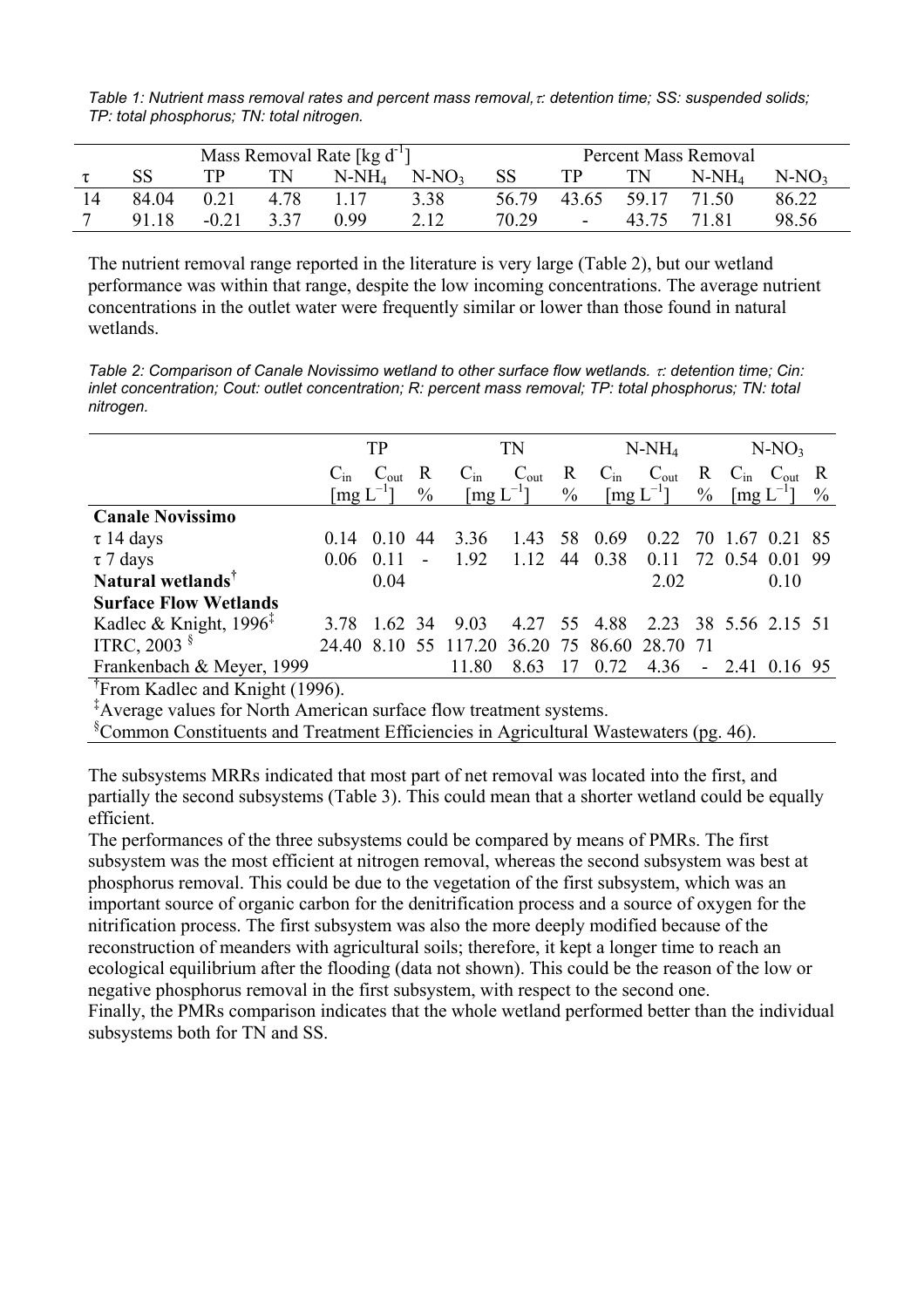*Table 1: Nutrient mass removal rates and percent mass removal, $\tau$: detention time; SS: suspended solids; TP: total phosphorus; TN: total nitrogen.*

| | Mass Removal Rate [kg $d^{-1}$] | | | | | Percent Mass Removal | | | | |
|---|---|---|---|---|---|---|---|---|---|---|
| $\tau$ | SS | TP | TN | $N\text{-}NH_4$ | $N\text{-}NO_3$ | SS | TP | TN | $N\text{-}NH_4$ | $N\text{-}NO_3$ |
| 14 | 84.04 | 0.21 | 4.78 | 1.17 | 3.38 | 56.79 | 43.65 | 59.17 | 71.50 | 86.22 |
| 7 | 91.18 | -0.21 | 3.37 | 0.99 | 2.12 | 70.29 | - | 43.75 | 71.81 | 98.56 |

The nutrient removal range reported in the literature is very large (Table 2), but our wetland performance was within that range, despite the low incoming concentrations. The average nutrient concentrations in the outlet water were frequently similar or lower than those found in natural wetlands.

*Table 2: Comparison of Canale Novissimo wetland to other surface flow wetlands. $\tau$: detention time; Cin: inlet concentration; Cout: outlet concentration; R: percent mass removal; TP: total phosphorus; TN: total nitrogen.*

| | TP | | | TN | | | $N\text{-}NH_4$ | | | $N\text{-}NO_3$ | | |
|---|---|---|---|---|---|---|---|---|---|---|---|---|
| | $C_{in}$ | $C_{out}$ [mg $L^{-1}$] | R % | $C_{in}$ | $C_{out}$ [mg $L^{-1}$] | R % | $C_{in}$ | $C_{out}$ [mg $L^{-1}$] | R % | $C_{in}$ | $C_{out}$ [mg $L^{-1}$] | R % |
| **Canale Novissimo** | | | | | | | | | | | | |
| $\tau$ 14 days | 0.14 | 0.10 | 44 | 3.36 | 1.43 | 58 | 0.69 | 0.22 | 70 | 1.67 | 0.21 | 85 |
| $\tau$ 7 days | 0.06 | 0.11 | - | 1.92 | 1.12 | 44 | 0.38 | 0.11 | 72 | 0.54 | 0.01 | 99 |
| **Natural wetlands**[†] | | 0.04 | | | | | | 2.02 | | | 0.10 | |
| **Surface Flow Wetlands** | | | | | | | | | | | | |
| Kadlec & Knight, 1996[‡] | 3.78 | 1.62 | 34 | 9.03 | 4.27 | 55 | 4.88 | 2.23 | 38 | 5.56 | 2.15 | 51 |
| ITRC, 2003 [§] | 24.40 | 8.10 | 55 | 117.20 | 36.20 | 75 | 86.60 | 28.70 | 71 | | | |
| Frankenbach & Meyer, 1999 | | | | 11.80 | 8.63 | 17 | 0.72 | 4.36 | - | 2.41 | 0.16 | 95 |

[†] From Kadlec and Knight (1996).
[‡] Average values for North American surface flow treatment systems.
[§] Common Constituents and Treatment Efficiencies in Agricultural Wastewaters (pg. 46).

The subsystems MRRs indicated that most part of net removal was located into the first, and partially the second subsystems (Table 3). This could mean that a shorter wetland could be equally efficient.

The performances of the three subsystems could be compared by means of PMRs. The first subsystem was the most efficient at nitrogen removal, whereas the second subsystem was best at phosphorus removal. This could be due to the vegetation of the first subsystem, which was an important source of organic carbon for the denitrification process and a source of oxygen for the nitrification process. The first subsystem was also the more deeply modified because of the reconstruction of meanders with agricultural soils; therefore, it kept a longer time to reach an ecological equilibrium after the flooding (data not shown). This could be the reason of the low or negative phosphorus removal in the first subsystem, with respect to the second one.

Finally, the PMRs comparison indicates that the whole wetland performed better than the individual subsystems both for TN and SS.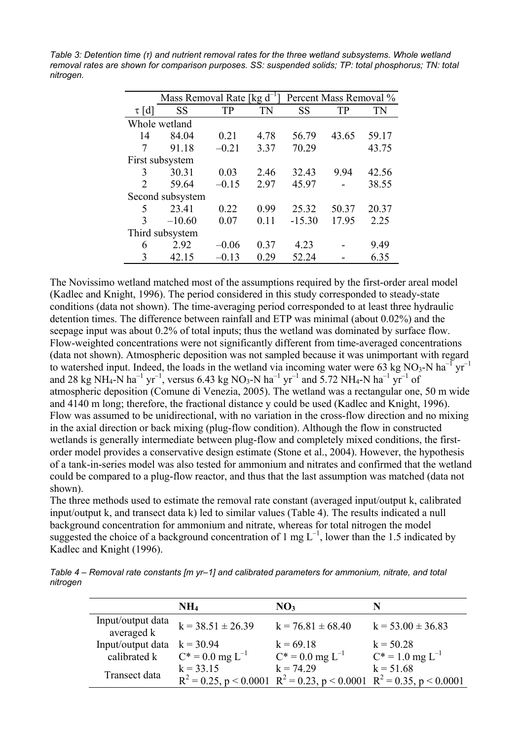*Table 3: Detention time (τ) and nutrient removal rates for the three wetland subsystems. Whole wetland removal rates are shown for comparison purposes. SS: suspended solids; TP: total phosphorus; TN: total nitrogen.*

| | Mass Removal Rate [kg $d^{-1}$] | | | Percent Mass Removal % | | |
|---|---|---|---|---|---|---|
| τ [d] | SS | TP | TN | SS | TP | TN |
| Whole wetland | | | | | | |
| 14 | 84.04 | 0.21 | 4.78 | 56.79 | 43.65 | 59.17 |
| 7 | 91.18 | –0.21 | 3.37 | 70.29 | | 43.75 |
| First subsystem | | | | | | |
| 3 | 30.31 | 0.03 | 2.46 | 32.43 | 9.94 | 42.56 |
| 2 | 59.64 | –0.15 | 2.97 | 45.97 | - | 38.55 |
| Second subsystem | | | | | | |
| 5 | 23.41 | 0.22 | 0.99 | 25.32 | 50.37 | 20.37 |
| 3 | –10.60 | 0.07 | 0.11 | -15.30 | 17.95 | 2.25 |
| Third subsystem | | | | | | |
| 6 | 2.92 | –0.06 | 0.37 | 4.23 | - | 9.49 |
| 3 | 42.15 | –0.13 | 0.29 | 52.24 | - | 6.35 |

The Novissimo wetland matched most of the assumptions required by the first-order areal model (Kadlec and Knight, 1996). The period considered in this study corresponded to steady-state conditions (data not shown). The time-averaging period corresponded to at least three hydraulic detention times. The difference between rainfall and ETP was minimal (about 0.02%) and the seepage input was about 0.2% of total inputs; thus the wetland was dominated by surface flow. Flow-weighted concentrations were not significantly different from time-averaged concentrations (data not shown). Atmospheric deposition was not sampled because it was unimportant with regard to watershed input. Indeed, the loads in the wetland via incoming water were 63 kg $NO_3$-N $ha^{-1}$ $yr^{-1}$ and 28 kg $NH_4$-N $ha^{-1}$ $yr^{-1}$, versus 6.43 kg $NO_3$-N $ha^{-1}$ $yr^{-1}$ and 5.72 $NH_4$-N $ha^{-1}$ $yr^{-1}$ of atmospheric deposition (Comune di Venezia, 2005). The wetland was a rectangular one, 50 m wide and 4140 m long; therefore, the fractional distance y could be used (Kadlec and Knight, 1996). Flow was assumed to be unidirectional, with no variation in the cross-flow direction and no mixing in the axial direction or back mixing (plug-flow condition). Although the flow in constructed wetlands is generally intermediate between plug-flow and completely mixed conditions, the first-order model provides a conservative design estimate (Stone et al., 2004). However, the hypothesis of a tank-in-series model was also tested for ammonium and nitrates and confirmed that the wetland could be compared to a plug-flow reactor, and thus that the last assumption was matched (data not shown).

The three methods used to estimate the removal rate constant (averaged input/output k, calibrated input/output k, and transect data k) led to similar values (Table 4). The results indicated a null background concentration for ammonium and nitrate, whereas for total nitrogen the model suggested the choice of a background concentration of 1 mg $L^{-1}$, lower than the 1.5 indicated by Kadlec and Knight (1996).

*Table 4 – Removal rate constants [m yr–1] and calibrated parameters for ammonium, nitrate, and total nitrogen*

| | $NH_4$ | $NO_3$ | N |
|---|---|---|---|
| Input/output data averaged k | k = 38.51 ± 26.39 | k = 76.81 ± 68.40 | k = 53.00 ± 36.83 |
| Input/output data calibrated k | k = 30.94<br>$C^* = 0.0$ mg $L^{-1}$ | k = 69.18<br>$C^* = 0.0$ mg $L^{-1}$ | k = 50.28<br>$C^* = 1.0$ mg $L^{-1}$ |
| Transect data | k = 33.15<br>$R^2 = 0.25$, $p < 0.0001$ | k = 74.29<br>$R^2 = 0.23$, $p < 0.0001$ | k = 51.68<br>$R^2 = 0.35$, $p < 0.0001$ |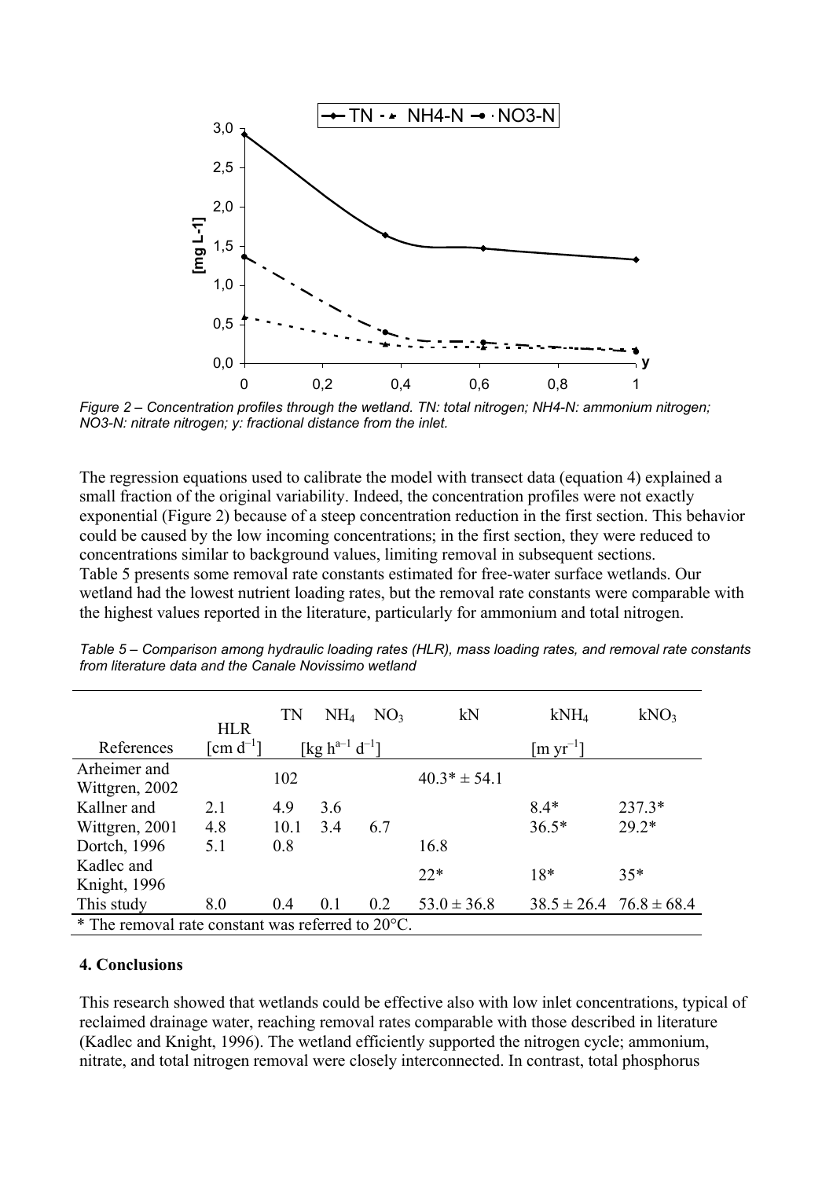*Figure 2 – Concentration profiles through the wetland. TN: total nitrogen; NH4-N: ammonium nitrogen; NO3-N: nitrate nitrogen; y: fractional distance from the inlet.*

The regression equations used to calibrate the model with transect data (equation 4) explained a small fraction of the original variability. Indeed, the concentration profiles were not exactly exponential (Figure 2) because of a steep concentration reduction in the first section. This behavior could be caused by the low incoming concentrations; in the first section, they were reduced to concentrations similar to background values, limiting removal in subsequent sections.
Table 5 presents some removal rate constants estimated for free-water surface wetlands. Our wetland had the lowest nutrient loading rates, but the removal rate constants were comparable with the highest values reported in the literature, particularly for ammonium and total nitrogen.

*Table 5 – Comparison among hydraulic loading rates (HLR), mass loading rates, and removal rate constants from literature data and the Canale Novissimo wetland*

| References | HLR $[cm\ d^{-1}]$ | TN | $NH_4$ $[kg\ h^{a-1}\ d^{-1}]$ | $NO_3$ | kN | $kNH_4$ $[m\ yr^{-1}]$ | $kNO_3$ |
|---|---|---|---|---|---|---|---|
| Arheimer and Wittgren, 2002 | | 102 | | | 40.3* ± 54.1 | | |
| Kallner and Wittgren, 2001 | 2.1 | 4.9 | 3.6 | | | 8.4* | 237.3* |
| | 4.8 | 10.1 | 3.4 | 6.7 | | 36.5* | 29.2* |
| Dortch, 1996 | 5.1 | 0.8 | | | 16.8 | | |
| Kadlec and Knight, 1996 | | | | | 22* | 18* | 35* |
| This study | 8.0 | 0.4 | 0.1 | 0.2 | 53.0 ± 36.8 | 38.5 ± 26.4 | 76.8 ± 68.4 |

\* The removal rate constant was referred to 20°C.

## 4. Conclusions

This research showed that wetlands could be effective also with low inlet concentrations, typical of reclaimed drainage water, reaching removal rates comparable with those described in literature (Kadlec and Knight, 1996). The wetland efficiently supported the nitrogen cycle; ammonium, nitrate, and total nitrogen removal were closely interconnected. In contrast, total phosphorus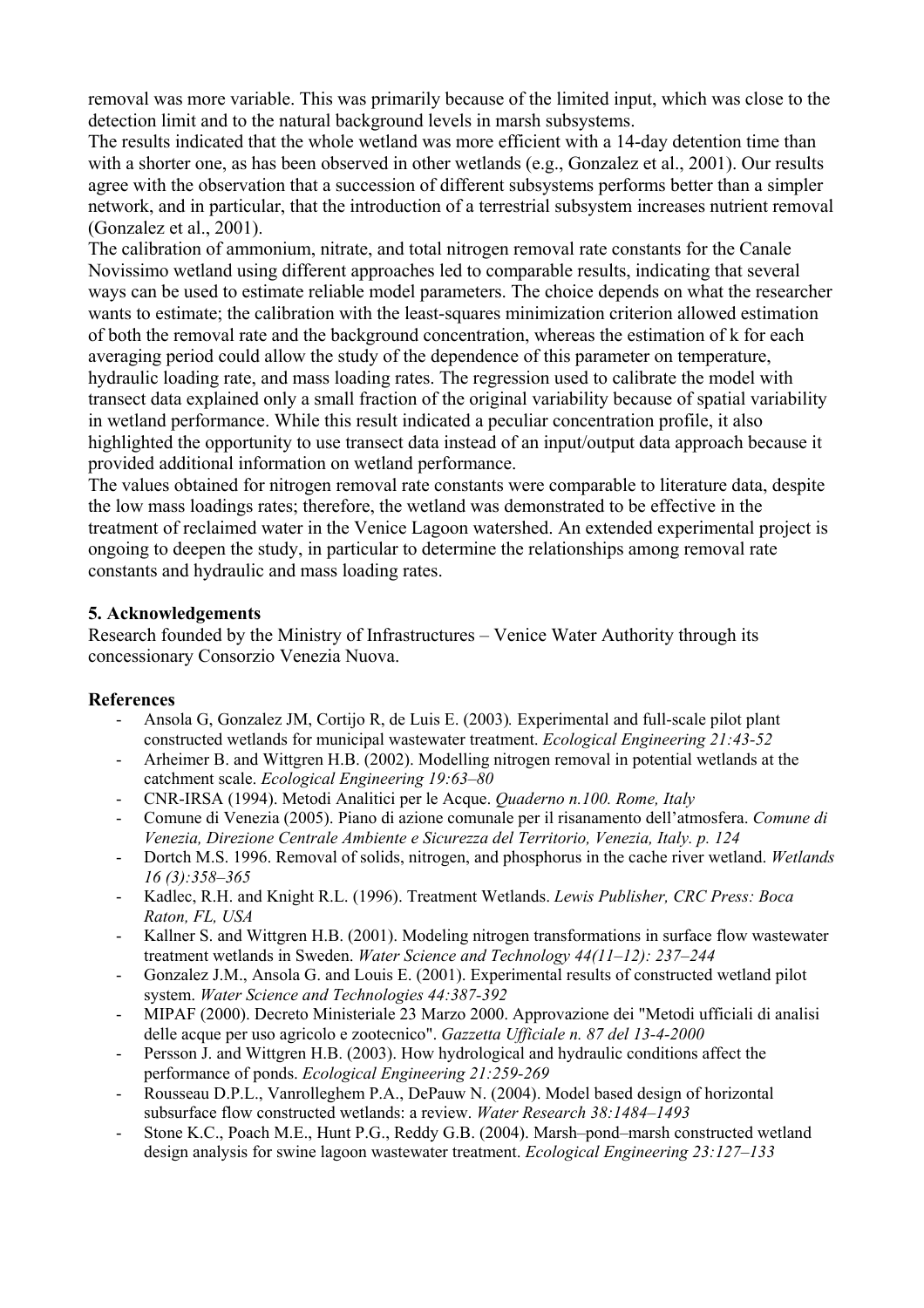removal was more variable. This was primarily because of the limited input, which was close to the detection limit and to the natural background levels in marsh subsystems.

The results indicated that the whole wetland was more efficient with a 14-day detention time than with a shorter one, as has been observed in other wetlands (e.g., Gonzalez et al., 2001). Our results agree with the observation that a succession of different subsystems performs better than a simpler network, and in particular, that the introduction of a terrestrial subsystem increases nutrient removal (Gonzalez et al., 2001).

The calibration of ammonium, nitrate, and total nitrogen removal rate constants for the Canale Novissimo wetland using different approaches led to comparable results, indicating that several ways can be used to estimate reliable model parameters. The choice depends on what the researcher wants to estimate; the calibration with the least-squares minimization criterion allowed estimation of both the removal rate and the background concentration, whereas the estimation of k for each averaging period could allow the study of the dependence of this parameter on temperature, hydraulic loading rate, and mass loading rates. The regression used to calibrate the model with transect data explained only a small fraction of the original variability because of spatial variability in wetland performance. While this result indicated a peculiar concentration profile, it also highlighted the opportunity to use transect data instead of an input/output data approach because it provided additional information on wetland performance.

The values obtained for nitrogen removal rate constants were comparable to literature data, despite the low mass loadings rates; therefore, the wetland was demonstrated to be effective in the treatment of reclaimed water in the Venice Lagoon watershed. An extended experimental project is ongoing to deepen the study, in particular to determine the relationships among removal rate constants and hydraulic and mass loading rates.

## 5. Acknowledgements

Research founded by the Ministry of Infrastructures – Venice Water Authority through its concessionary Consorzio Venezia Nuova.

## References

- Ansola G, Gonzalez JM, Cortijo R, de Luis E. (2003). Experimental and full-scale pilot plant constructed wetlands for municipal wastewater treatment. *Ecological Engineering 21:43-52*
- Arheimer B. and Wittgren H.B. (2002). Modelling nitrogen removal in potential wetlands at the catchment scale. *Ecological Engineering 19:63–80*
- CNR-IRSA (1994). Metodi Analitici per le Acque. *Quaderno n.100. Rome, Italy*
- Comune di Venezia (2005). Piano di azione comunale per il risanamento dell'atmosfera. *Comune di Venezia, Direzione Centrale Ambiente e Sicurezza del Territorio, Venezia, Italy. p. 124*
- Dortch M.S. 1996. Removal of solids, nitrogen, and phosphorus in the cache river wetland. *Wetlands 16 (3):358–365*
- Kadlec, R.H. and Knight R.L. (1996). Treatment Wetlands. *Lewis Publisher, CRC Press: Boca Raton, FL, USA*
- Kallner S. and Wittgren H.B. (2001). Modeling nitrogen transformations in surface flow wastewater treatment wetlands in Sweden. *Water Science and Technology 44(11–12): 237–244*
- Gonzalez J.M., Ansola G. and Louis E. (2001). Experimental results of constructed wetland pilot system. *Water Science and Technologies 44:387-392*
- MIPAF (2000). Decreto Ministeriale 23 Marzo 2000. Approvazione dei "Metodi ufficiali di analisi delle acque per uso agricolo e zootecnico". *Gazzetta Ufficiale n. 87 del 13-4-2000*
- Persson J. and Wittgren H.B. (2003). How hydrological and hydraulic conditions affect the performance of ponds. *Ecological Engineering 21:259-269*
- Rousseau D.P.L., Vanrolleghem P.A., DePauw N. (2004). Model based design of horizontal subsurface flow constructed wetlands: a review. *Water Research 38:1484–1493*
- Stone K.C., Poach M.E., Hunt P.G., Reddy G.B. (2004). Marsh–pond–marsh constructed wetland design analysis for swine lagoon wastewater treatment. *Ecological Engineering 23:127–133*